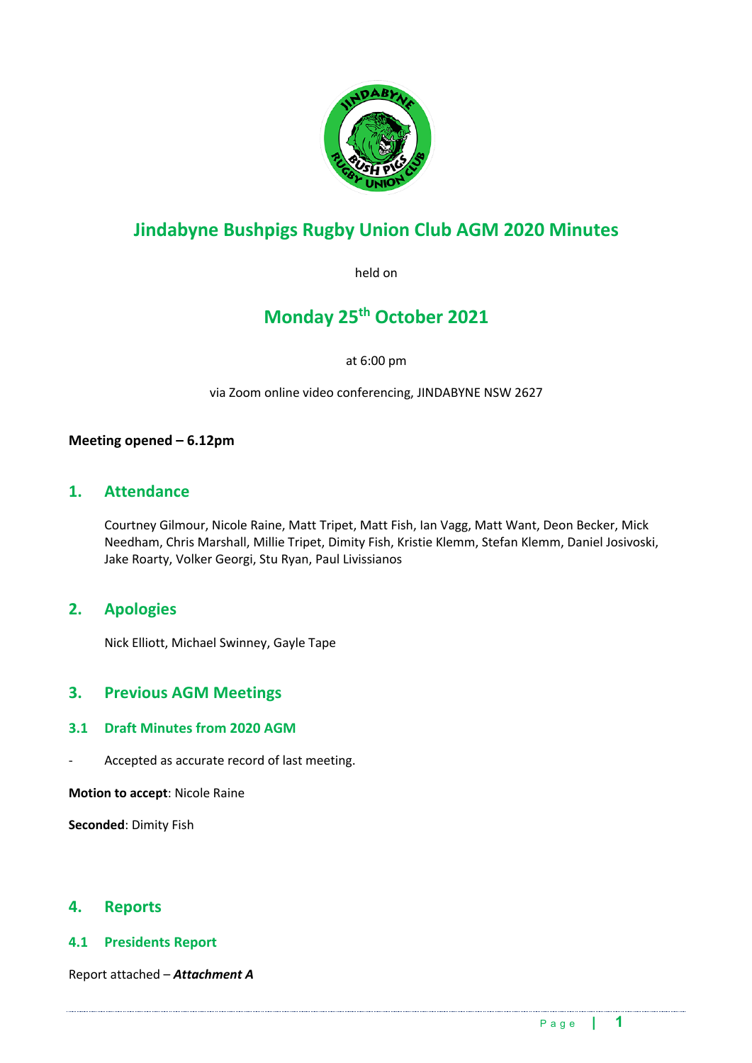# Jindabyne Bushpigs Rugby Union Club AGM 2020 Minutes

held on

## Monday 25th October 2021

at 6:00 pm

via Zoom online video conferencing, JINDABYNE NSW 2627

**Meeting opened – 6.12pm**

## 1. Attendance

Courtney Gilmour, Nicole Raine, Matt Tripet, Matt Fish, Ian Vagg, Matt Want, Deon Becker, Mick Needham, Chris Marshall, Millie Tripet, Dimity Fish, Kristie Klemm, Stefan Klemm, Daniel Josivoski, Jake Roarty, Volker Georgi, Stu Ryan, Paul Livissianos

## 2. Apologies

Nick Elliott, Michael Swinney, Gayle Tape

## 3. Previous AGM Meetings

### 3.1 Draft Minutes from 2020 AGM

- Accepted as accurate record of last meeting.

**Motion to accept**: Nicole Raine

**Seconded**: Dimity Fish

## 4. Reports

### 4.1 Presidents Report

Report attached – ***Attachment A***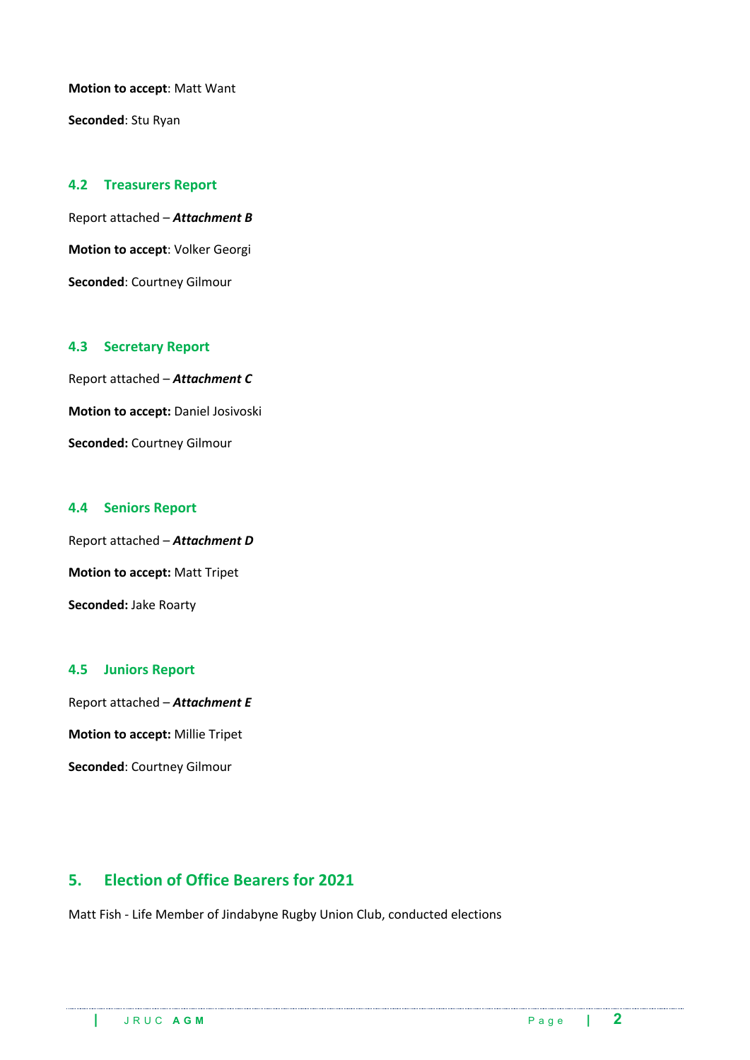**Motion to accept**: Matt Want

**Seconded**: Stu Ryan

### 4.2 Treasurers Report

Report attached – ***Attachment B***

**Motion to accept**: Volker Georgi

**Seconded**: Courtney Gilmour

### 4.3 Secretary Report

Report attached – ***Attachment C***

**Motion to accept:** Daniel Josivoski

**Seconded:** Courtney Gilmour

### 4.4 Seniors Report

Report attached – ***Attachment D***

**Motion to accept:** Matt Tripet

**Seconded:** Jake Roarty

### 4.5 Juniors Report

Report attached – ***Attachment E***

**Motion to accept:** Millie Tripet

**Seconded**: Courtney Gilmour

## 5. Election of Office Bearers for 2021

Matt Fish - Life Member of Jindabyne Rugby Union Club, conducted elections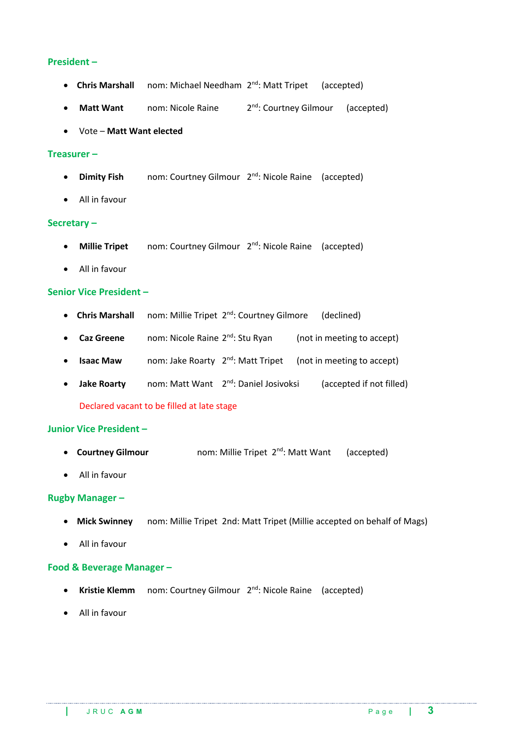**President –**

- **Chris Marshall** nom: Michael Needham 2nd: Matt Tripet (accepted)
- **Matt Want** nom: Nicole Raine 2nd: Courtney Gilmour (accepted)
- Vote – **Matt Want elected**

**Treasurer –**

- **Dimity Fish** nom: Courtney Gilmour 2nd: Nicole Raine (accepted)
- All in favour

**Secretary –**

- **Millie Tripet** nom: Courtney Gilmour 2nd: Nicole Raine (accepted)
- All in favour

**Senior Vice President –**

- **Chris Marshall** nom: Millie Tripet 2nd: Courtney Gilmore (declined)
- **Caz Greene** nom: Nicole Raine 2nd: Stu Ryan (not in meeting to accept)
- **Isaac Maw** nom: Jake Roarty 2nd: Matt Tripet (not in meeting to accept)
- **Jake Roarty** nom: Matt Want 2nd: Daniel Josivoksi (accepted if not filled)

Declared vacant to be filled at late stage

**Junior Vice President –**

- **Courtney Gilmour** nom: Millie Tripet 2nd: Matt Want (accepted)
- All in favour

**Rugby Manager –**

- **Mick Swinney** nom: Millie Tripet 2nd: Matt Tripet (Millie accepted on behalf of Mags)
- All in favour

**Food & Beverage Manager –**

- **Kristie Klemm** nom: Courtney Gilmour 2nd: Nicole Raine (accepted)
- All in favour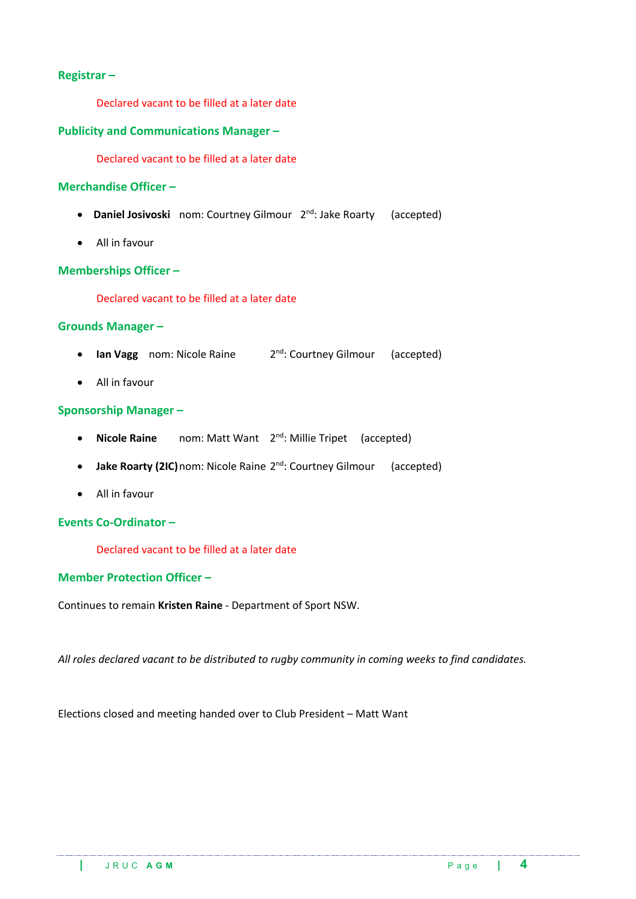**Registrar –**

Declared vacant to be filled at a later date

**Publicity and Communications Manager –**

Declared vacant to be filled at a later date

**Merchandise Officer –**

- **Daniel Josivoski** nom: Courtney Gilmour 2nd: Jake Roarty (accepted)
- All in favour

**Memberships Officer –**

Declared vacant to be filled at a later date

**Grounds Manager –**

- **Ian Vagg** nom: Nicole Raine 2nd: Courtney Gilmour (accepted)
- All in favour

**Sponsorship Manager –**

- **Nicole Raine** nom: Matt Want 2nd: Millie Tripet (accepted)
- **Jake Roarty (2IC)** nom: Nicole Raine 2nd: Courtney Gilmour (accepted)
- All in favour

**Events Co-Ordinator –**

Declared vacant to be filled at a later date

**Member Protection Officer –**

Continues to remain **Kristen Raine** - Department of Sport NSW.

*All roles declared vacant to be distributed to rugby community in coming weeks to find candidates.*

Elections closed and meeting handed over to Club President – Matt Want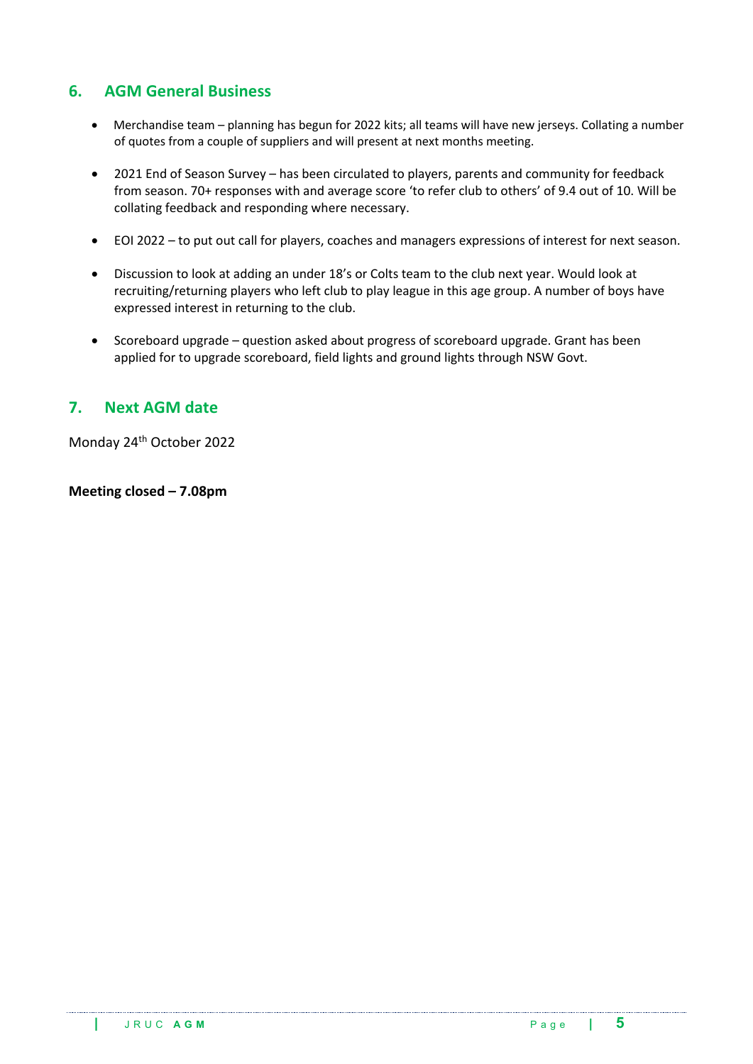## 6. AGM General Business

- Merchandise team – planning has begun for 2022 kits; all teams will have new jerseys. Collating a number of quotes from a couple of suppliers and will present at next months meeting.
- 2021 End of Season Survey – has been circulated to players, parents and community for feedback from season. 70+ responses with and average score 'to refer club to others' of 9.4 out of 10. Will be collating feedback and responding where necessary.
- EOI 2022 – to put out call for players, coaches and managers expressions of interest for next season.
- Discussion to look at adding an under 18's or Colts team to the club next year. Would look at recruiting/returning players who left club to play league in this age group. A number of boys have expressed interest in returning to the club.
- Scoreboard upgrade – question asked about progress of scoreboard upgrade. Grant has been applied for to upgrade scoreboard, field lights and ground lights through NSW Govt.

## 7. Next AGM date

Monday 24th October 2022

**Meeting closed – 7.08pm**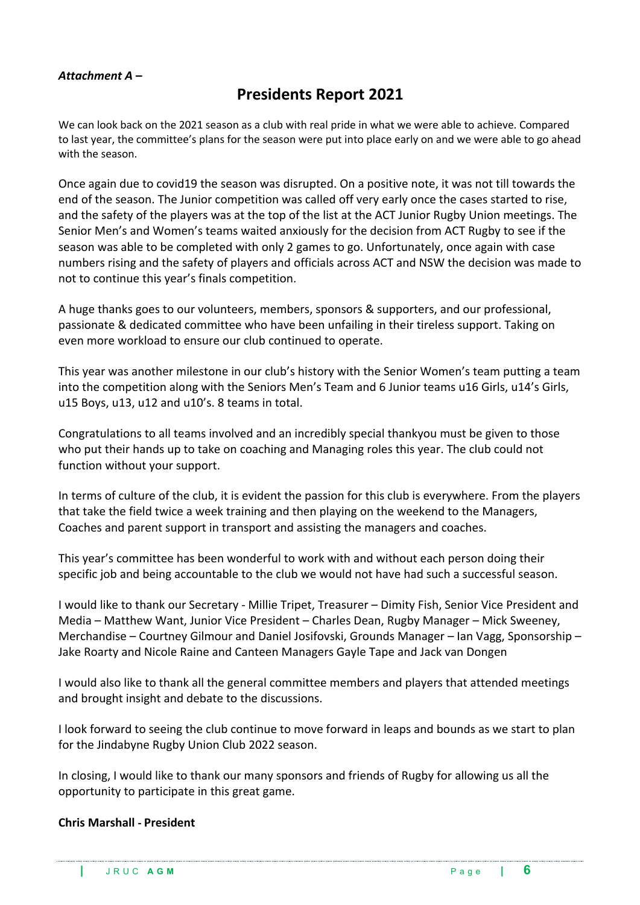***Attachment A –***

# Presidents Report 2021

We can look back on the 2021 season as a club with real pride in what we were able to achieve. Compared to last year, the committee's plans for the season were put into place early on and we were able to go ahead with the season.

Once again due to covid19 the season was disrupted. On a positive note, it was not till towards the end of the season. The Junior competition was called off very early once the cases started to rise, and the safety of the players was at the top of the list at the ACT Junior Rugby Union meetings. The Senior Men's and Women's teams waited anxiously for the decision from ACT Rugby to see if the season was able to be completed with only 2 games to go. Unfortunately, once again with case numbers rising and the safety of players and officials across ACT and NSW the decision was made to not to continue this year's finals competition.

A huge thanks goes to our volunteers, members, sponsors & supporters, and our professional, passionate & dedicated committee who have been unfailing in their tireless support. Taking on even more workload to ensure our club continued to operate.

This year was another milestone in our club's history with the Senior Women's team putting a team into the competition along with the Seniors Men's Team and 6 Junior teams u16 Girls, u14's Girls, u15 Boys, u13, u12 and u10's. 8 teams in total.

Congratulations to all teams involved and an incredibly special thankyou must be given to those who put their hands up to take on coaching and Managing roles this year. The club could not function without your support.

In terms of culture of the club, it is evident the passion for this club is everywhere. From the players that take the field twice a week training and then playing on the weekend to the Managers, Coaches and parent support in transport and assisting the managers and coaches.

This year's committee has been wonderful to work with and without each person doing their specific job and being accountable to the club we would not have had such a successful season.

I would like to thank our Secretary - Millie Tripet, Treasurer – Dimity Fish, Senior Vice President and Media – Matthew Want, Junior Vice President – Charles Dean, Rugby Manager – Mick Sweeney, Merchandise – Courtney Gilmour and Daniel Josifovski, Grounds Manager – Ian Vagg, Sponsorship – Jake Roarty and Nicole Raine and Canteen Managers Gayle Tape and Jack van Dongen

I would also like to thank all the general committee members and players that attended meetings and brought insight and debate to the discussions.

I look forward to seeing the club continue to move forward in leaps and bounds as we start to plan for the Jindabyne Rugby Union Club 2022 season.

In closing, I would like to thank our many sponsors and friends of Rugby for allowing us all the opportunity to participate in this great game.

**Chris Marshall - President**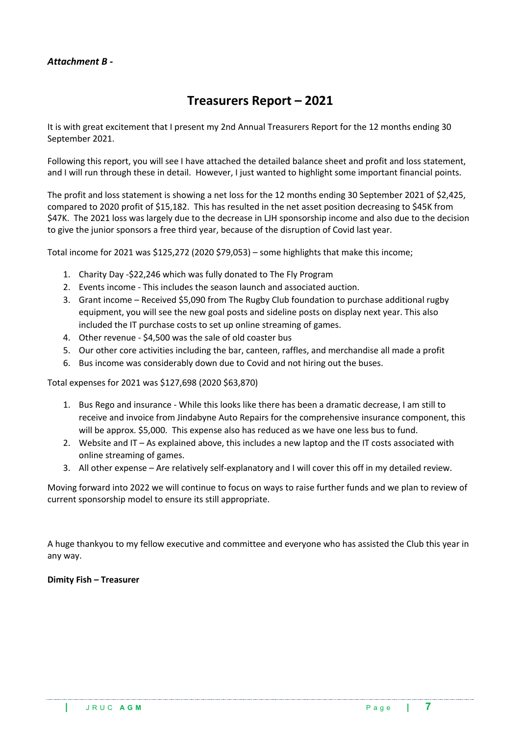*Attachment B -*

# Treasurers Report – 2021

It is with great excitement that I present my 2nd Annual Treasurers Report for the 12 months ending 30 September 2021.

Following this report, you will see I have attached the detailed balance sheet and profit and loss statement, and I will run through these in detail. However, I just wanted to highlight some important financial points.

The profit and loss statement is showing a net loss for the 12 months ending 30 September 2021 of $2,425, compared to 2020 profit of $15,182. This has resulted in the net asset position decreasing to $45K from $47K. The 2021 loss was largely due to the decrease in LJH sponsorship income and also due to the decision to give the junior sponsors a free third year, because of the disruption of Covid last year.

Total income for 2021 was $125,272 (2020 $79,053) – some highlights that make this income;

1. Charity Day -$22,246 which was fully donated to The Fly Program
2. Events income - This includes the season launch and associated auction.
3. Grant income – Received $5,090 from The Rugby Club foundation to purchase additional rugby equipment, you will see the new goal posts and sideline posts on display next year. This also included the IT purchase costs to set up online streaming of games.
4. Other revenue - $4,500 was the sale of old coaster bus
5. Our other core activities including the bar, canteen, raffles, and merchandise all made a profit
6. Bus income was considerably down due to Covid and not hiring out the buses.

Total expenses for 2021 was $127,698 (2020 $63,870)

1. Bus Rego and insurance - While this looks like there has been a dramatic decrease, I am still to receive and invoice from Jindabyne Auto Repairs for the comprehensive insurance component, this will be approx. $5,000. This expense also has reduced as we have one less bus to fund.
2. Website and IT – As explained above, this includes a new laptop and the IT costs associated with online streaming of games.
3. All other expense – Are relatively self-explanatory and I will cover this off in my detailed review.

Moving forward into 2022 we will continue to focus on ways to raise further funds and we plan to review of current sponsorship model to ensure its still appropriate.

A huge thankyou to my fellow executive and committee and everyone who has assisted the Club this year in any way.

**Dimity Fish – Treasurer**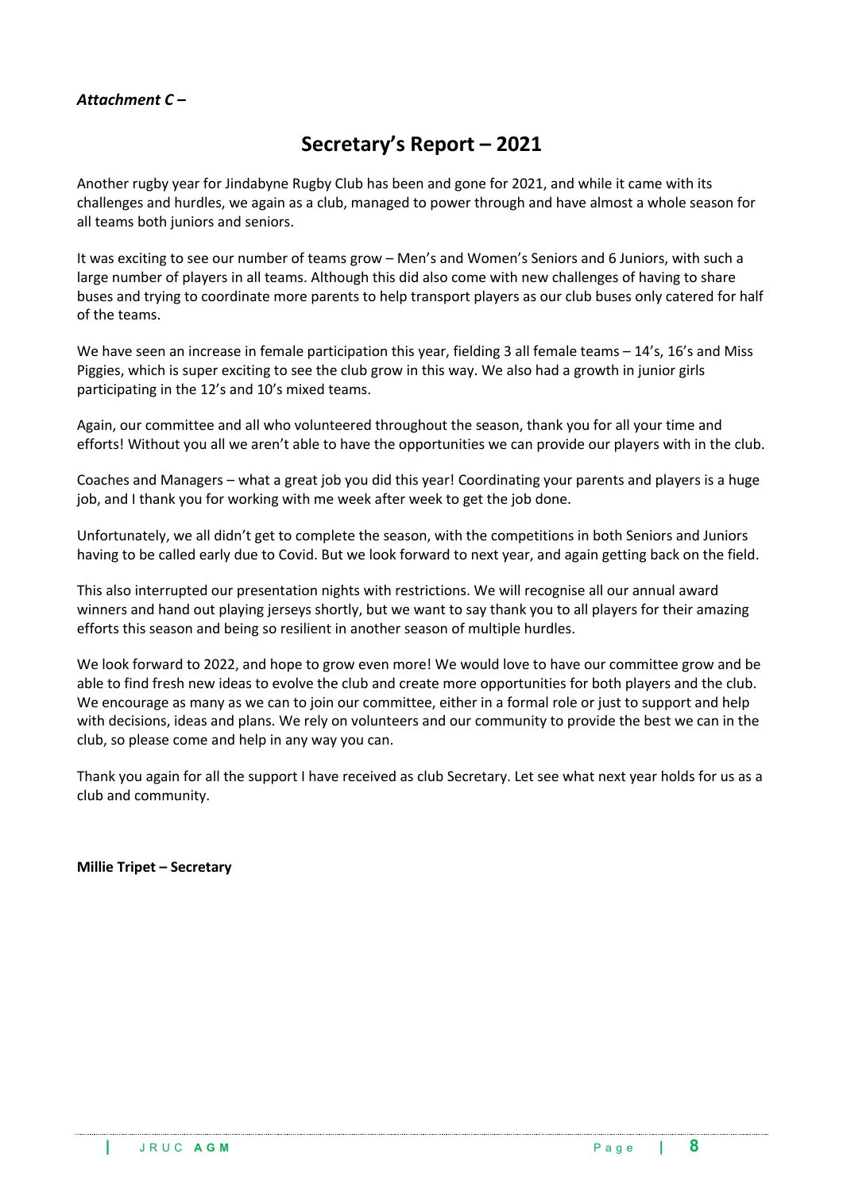***Attachment C –***

# Secretary's Report – 2021

Another rugby year for Jindabyne Rugby Club has been and gone for 2021, and while it came with its challenges and hurdles, we again as a club, managed to power through and have almost a whole season for all teams both juniors and seniors.

It was exciting to see our number of teams grow – Men's and Women's Seniors and 6 Juniors, with such a large number of players in all teams. Although this did also come with new challenges of having to share buses and trying to coordinate more parents to help transport players as our club buses only catered for half of the teams.

We have seen an increase in female participation this year, fielding 3 all female teams – 14's, 16's and Miss Piggies, which is super exciting to see the club grow in this way. We also had a growth in junior girls participating in the 12's and 10's mixed teams.

Again, our committee and all who volunteered throughout the season, thank you for all your time and efforts! Without you all we aren't able to have the opportunities we can provide our players with in the club.

Coaches and Managers – what a great job you did this year! Coordinating your parents and players is a huge job, and I thank you for working with me week after week to get the job done.

Unfortunately, we all didn't get to complete the season, with the competitions in both Seniors and Juniors having to be called early due to Covid. But we look forward to next year, and again getting back on the field.

This also interrupted our presentation nights with restrictions. We will recognise all our annual award winners and hand out playing jerseys shortly, but we want to say thank you to all players for their amazing efforts this season and being so resilient in another season of multiple hurdles.

We look forward to 2022, and hope to grow even more! We would love to have our committee grow and be able to find fresh new ideas to evolve the club and create more opportunities for both players and the club. We encourage as many as we can to join our committee, either in a formal role or just to support and help with decisions, ideas and plans. We rely on volunteers and our community to provide the best we can in the club, so please come and help in any way you can.

Thank you again for all the support I have received as club Secretary. Let see what next year holds for us as a club and community.

**Millie Tripet – Secretary**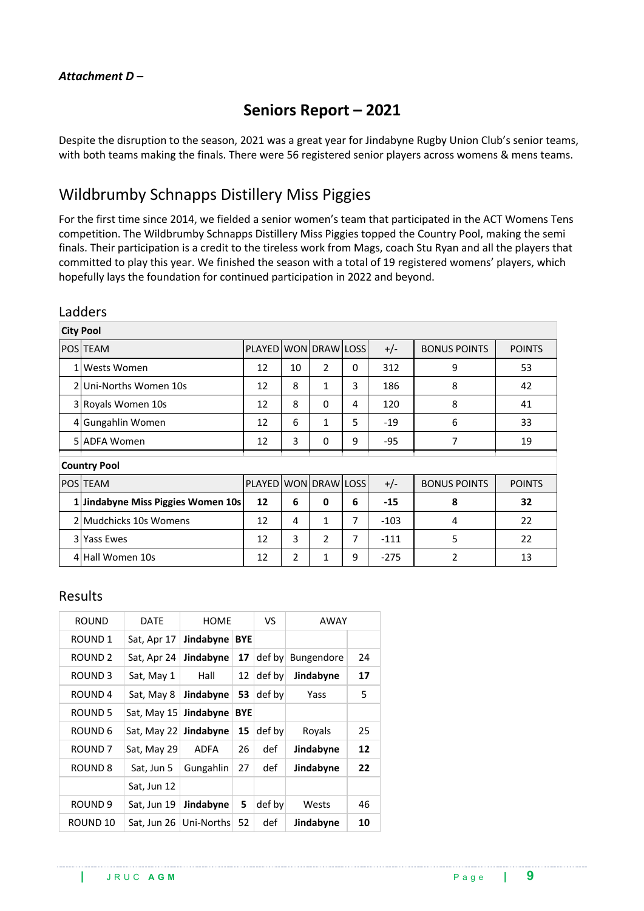*Attachment D –*

# Seniors Report – 2021

Despite the disruption to the season, 2021 was a great year for Jindabyne Rugby Union Club's senior teams, with both teams making the finals. There were 56 registered senior players across womens & mens teams.

## Wildbrumby Schnapps Distillery Miss Piggies

For the first time since 2014, we fielded a senior women's team that participated in the ACT Womens Tens competition. The Wildbrumby Schnapps Distillery Miss Piggies topped the Country Pool, making the semi finals. Their participation is a credit to the tireless work from Mags, coach Stu Ryan and all the players that committed to play this year. We finished the season with a total of 19 registered womens' players, which hopefully lays the foundation for continued participation in 2022 and beyond.

### Ladders

**City Pool**

| POS | TEAM | PLAYED | WON | DRAW | LOSS | +/- | BONUS POINTS | POINTS |
|---|---|---|---|---|---|---|---|---|
| 1 | Wests Women | 12 | 10 | 2 | 0 | 312 | 9 | 53 |
| 2 | Uni-Norths Women 10s | 12 | 8 | 1 | 3 | 186 | 8 | 42 |
| 3 | Royals Women 10s | 12 | 8 | 0 | 4 | 120 | 8 | 41 |
| 4 | Gungahlin Women | 12 | 6 | 1 | 5 | -19 | 6 | 33 |
| 5 | ADFA Women | 12 | 3 | 0 | 9 | -95 | 7 | 19 |

**Country Pool**

| POS | TEAM | PLAYED | WON | DRAW | LOSS | +/- | BONUS POINTS | POINTS |
|---|---|---|---|---|---|---|---|---|
| **1** | **Jindabyne Miss Piggies Women 10s** | **12** | **6** | **0** | **6** | **-15** | **8** | **32** |
| 2 | Mudchicks 10s Womens | 12 | 4 | 1 | 7 | -103 | 4 | 22 |
| 3 | Yass Ewes | 12 | 3 | 2 | 7 | -111 | 5 | 22 |
| 4 | Hall Women 10s | 12 | 2 | 1 | 9 | -275 | 2 | 13 |

### Results

| ROUND | DATE | HOME | | VS | AWAY | |
|---|---|---|---|---|---|---|
| ROUND 1 | Sat, Apr 17 | **Jindabyne** | **BYE** | | | |
| ROUND 2 | Sat, Apr 24 | **Jindabyne** | **17** | def by | Bungendore | 24 |
| ROUND 3 | Sat, May 1 | Hall | 12 | def by | **Jindabyne** | **17** |
| ROUND 4 | Sat, May 8 | **Jindabyne** | **53** | def by | Yass | 5 |
| ROUND 5 | Sat, May 15 | **Jindabyne** | **BYE** | | | |
| ROUND 6 | Sat, May 22 | **Jindabyne** | **15** | def by | Royals | 25 |
| ROUND 7 | Sat, May 29 | ADFA | 26 | def | **Jindabyne** | **12** |
| ROUND 8 | Sat, Jun 5 | Gungahlin | 27 | def | **Jindabyne** | **22** |
| | Sat, Jun 12 | | | | | |
| ROUND 9 | Sat, Jun 19 | **Jindabyne** | **5** | def by | Wests | 46 |
| ROUND 10 | Sat, Jun 26 | Uni-Norths | 52 | def | **Jindabyne** | **10** |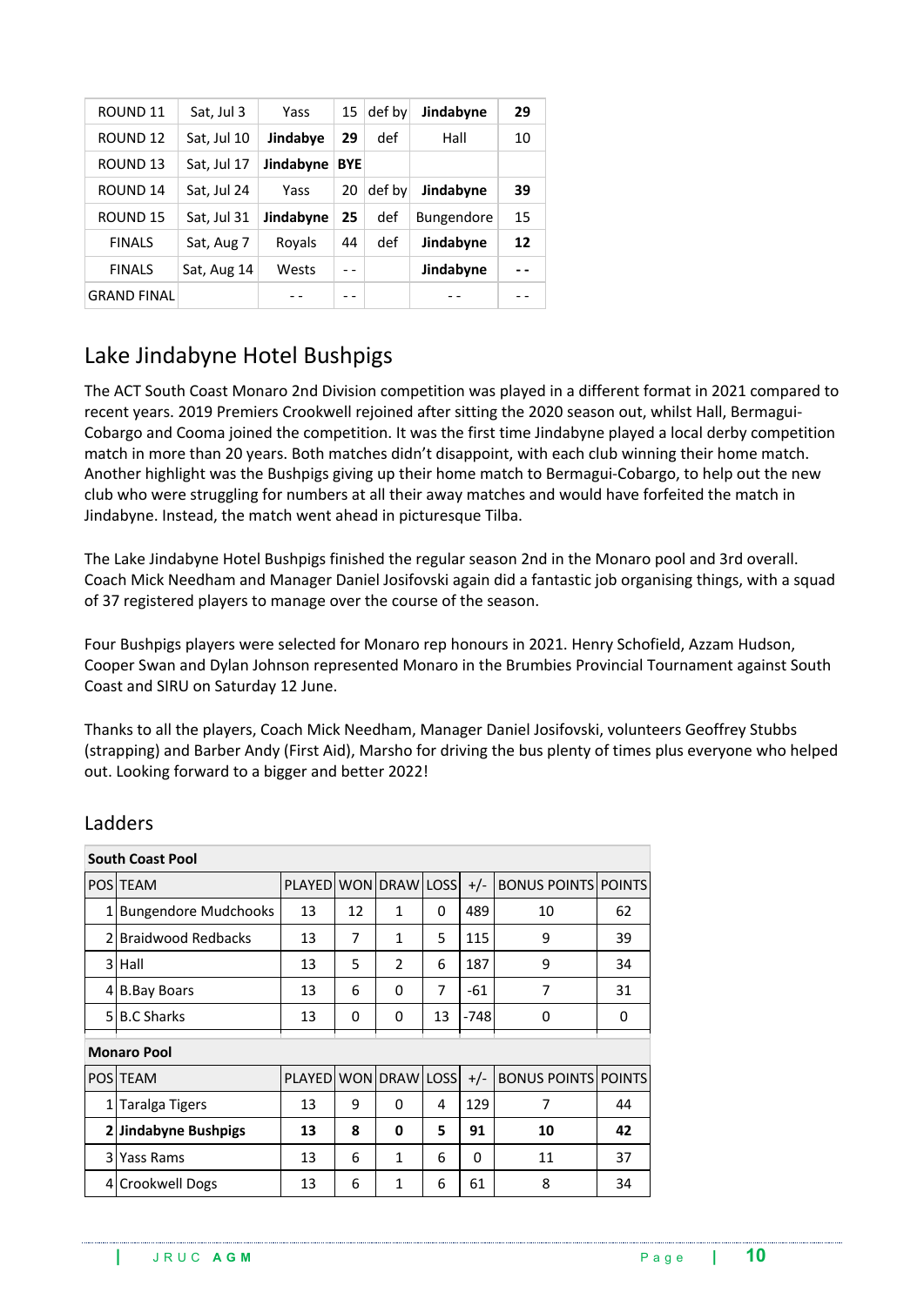| ROUND 11 | Sat, Jul 3 | Yass | 15 | def by | **Jindabyne** | **29** |
|---|---|---|---|---|---|---|
| ROUND 12 | Sat, Jul 10 | **Jindabye** | **29** | def | Hall | 10 |
| ROUND 13 | Sat, Jul 17 | **Jindabyne** | **BYE** | | | |
| ROUND 14 | Sat, Jul 24 | Yass | 20 | def by | **Jindabyne** | **39** |
| ROUND 15 | Sat, Jul 31 | **Jindabyne** | **25** | def | Bungendore | 15 |
| FINALS | Sat, Aug 7 | Royals | 44 | def | **Jindabyne** | **12** |
| FINALS | Sat, Aug 14 | Wests | - - | | **Jindabyne** | **- -** |
| GRAND FINAL | | - - | - - | | - - | - - |

## Lake Jindabyne Hotel Bushpigs

The ACT South Coast Monaro 2nd Division competition was played in a different format in 2021 compared to recent years. 2019 Premiers Crookwell rejoined after sitting the 2020 season out, whilst Hall, Bermagui-Cobargo and Cooma joined the competition. It was the first time Jindabyne played a local derby competition match in more than 20 years. Both matches didn't disappoint, with each club winning their home match. Another highlight was the Bushpigs giving up their home match to Bermagui-Cobargo, to help out the new club who were struggling for numbers at all their away matches and would have forfeited the match in Jindabyne. Instead, the match went ahead in picturesque Tilba.

The Lake Jindabyne Hotel Bushpigs finished the regular season 2nd in the Monaro pool and 3rd overall. Coach Mick Needham and Manager Daniel Josifovski again did a fantastic job organising things, with a squad of 37 registered players to manage over the course of the season.

Four Bushpigs players were selected for Monaro rep honours in 2021. Henry Schofield, Azzam Hudson, Cooper Swan and Dylan Johnson represented Monaro in the Brumbies Provincial Tournament against South Coast and SIRU on Saturday 12 June.

Thanks to all the players, Coach Mick Needham, Manager Daniel Josifovski, volunteers Geoffrey Stubbs (strapping) and Barber Andy (First Aid), Marsho for driving the bus plenty of times plus everyone who helped out. Looking forward to a bigger and better 2022!

## Ladders

**South Coast Pool**

| POS | TEAM | PLAYED | WON | DRAW | LOSS | +/- | BONUS POINTS | POINTS |
|---|---|---|---|---|---|---|---|---|
| 1 | Bungendore Mudchooks | 13 | 12 | 1 | 0 | 489 | 10 | 62 |
| 2 | Braidwood Redbacks | 13 | 7 | 1 | 5 | 115 | 9 | 39 |
| 3 | Hall | 13 | 5 | 2 | 6 | 187 | 9 | 34 |
| 4 | B.Bay Boars | 13 | 6 | 0 | 7 | -61 | 7 | 31 |
| 5 | B.C Sharks | 13 | 0 | 0 | 13 | -748 | 0 | 0 |

**Monaro Pool**

| POS | TEAM | PLAYED | WON | DRAW | LOSS | +/- | BONUS POINTS | POINTS |
|---|---|---|---|---|---|---|---|---|
| 1 | Taralga Tigers | 13 | 9 | 0 | 4 | 129 | 7 | 44 |
| **2** | **Jindabyne Bushpigs** | **13** | **8** | **0** | **5** | **91** | **10** | **42** |
| 3 | Yass Rams | 13 | 6 | 1 | 6 | 0 | 11 | 37 |
| 4 | Crookwell Dogs | 13 | 6 | 1 | 6 | 61 | 8 | 34 |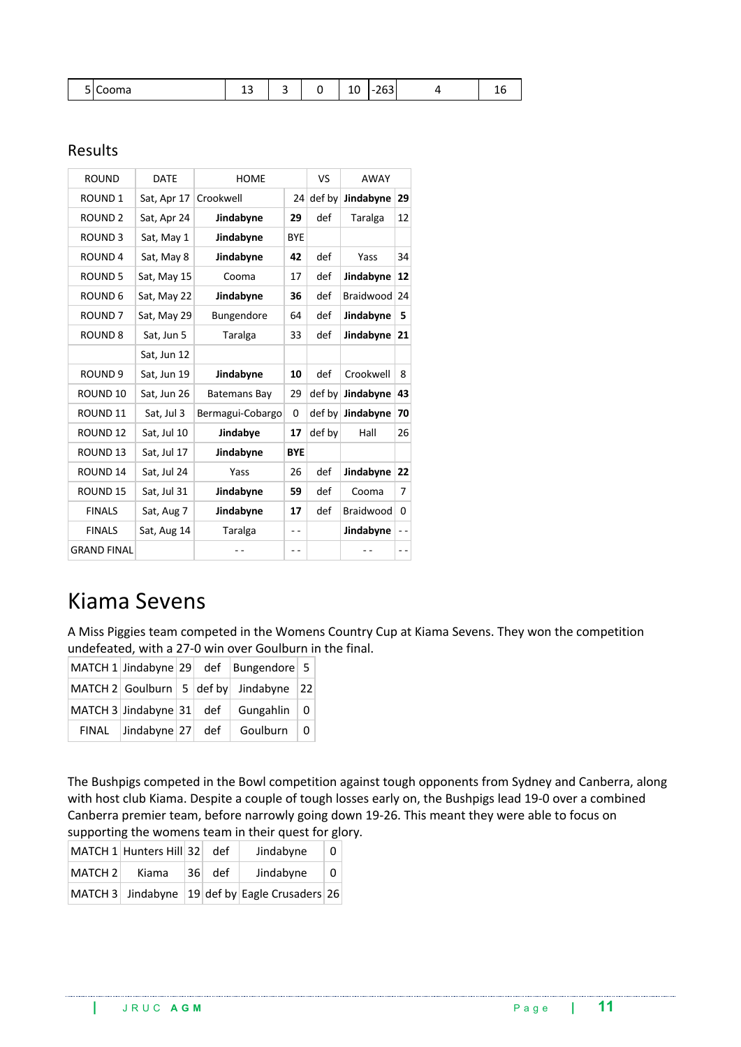| 5 | Cooma | 13 | 3 | 0 | 10 | -263 | 4 | 16 |
|---|---|---|---|---|---|---|---|---|

## Results

| ROUND | DATE | HOME | | VS | AWAY | |
|---|---|---|---|---|---|---|
| ROUND 1 | Sat, Apr 17 | Crookwell | 24 | def by | **Jindabyne** | **29** |
| ROUND 2 | Sat, Apr 24 | **Jindabyne** | **29** | def | Taralga | 12 |
| ROUND 3 | Sat, May 1 | **Jindabyne** | BYE | | | |
| ROUND 4 | Sat, May 8 | **Jindabyne** | **42** | def | Yass | 34 |
| ROUND 5 | Sat, May 15 | Cooma | 17 | def | **Jindabyne** | **12** |
| ROUND 6 | Sat, May 22 | **Jindabyne** | **36** | def | Braidwood | 24 |
| ROUND 7 | Sat, May 29 | Bungendore | 64 | def | **Jindabyne** | **5** |
| ROUND 8 | Sat, Jun 5 | Taralga | 33 | def | **Jindabyne** | **21** |
| | Sat, Jun 12 | | | | | |
| ROUND 9 | Sat, Jun 19 | **Jindabyne** | **10** | def | Crookwell | 8 |
| ROUND 10 | Sat, Jun 26 | Batemans Bay | 29 | def by | **Jindabyne** | **43** |
| ROUND 11 | Sat, Jul 3 | Bermagui-Cobargo | 0 | def by | **Jindabyne** | **70** |
| ROUND 12 | Sat, Jul 10 | **Jindabye** | **17** | def by | Hall | 26 |
| ROUND 13 | Sat, Jul 17 | **Jindabyne** | **BYE** | | | |
| ROUND 14 | Sat, Jul 24 | Yass | 26 | def | **Jindabyne** | **22** |
| ROUND 15 | Sat, Jul 31 | **Jindabyne** | **59** | def | Cooma | 7 |
| FINALS | Sat, Aug 7 | **Jindabyne** | **17** | def | Braidwood | 0 |
| FINALS | Sat, Aug 14 | Taralga | - - | | **Jindabyne** | - - |
| GRAND FINAL | | - - | - - | | - - | - - |

# Kiama Sevens

A Miss Piggies team competed in the Womens Country Cup at Kiama Sevens. They won the competition undefeated, with a 27-0 win over Goulburn in the final.

| MATCH 1 | Jindabyne | 29 | def | Bungendore | 5 |
|---|---|---|---|---|---|
| MATCH 2 | Goulburn | 5 | def by | Jindabyne | 22 |
| MATCH 3 | Jindabyne | 31 | def | Gungahlin | 0 |
| FINAL | Jindabyne | 27 | def | Goulburn | 0 |

The Bushpigs competed in the Bowl competition against tough opponents from Sydney and Canberra, along with host club Kiama. Despite a couple of tough losses early on, the Bushpigs lead 19-0 over a combined Canberra premier team, before narrowly going down 19-26. This meant they were able to focus on supporting the womens team in their quest for glory.

| MATCH 1 | Hunters Hill | 32 | def | Jindabyne | 0 |
|---|---|---|---|---|---|
| MATCH 2 | Kiama | 36 | def | Jindabyne | 0 |
| MATCH 3 | Jindabyne | 19 | def by | Eagle Crusaders | 26 |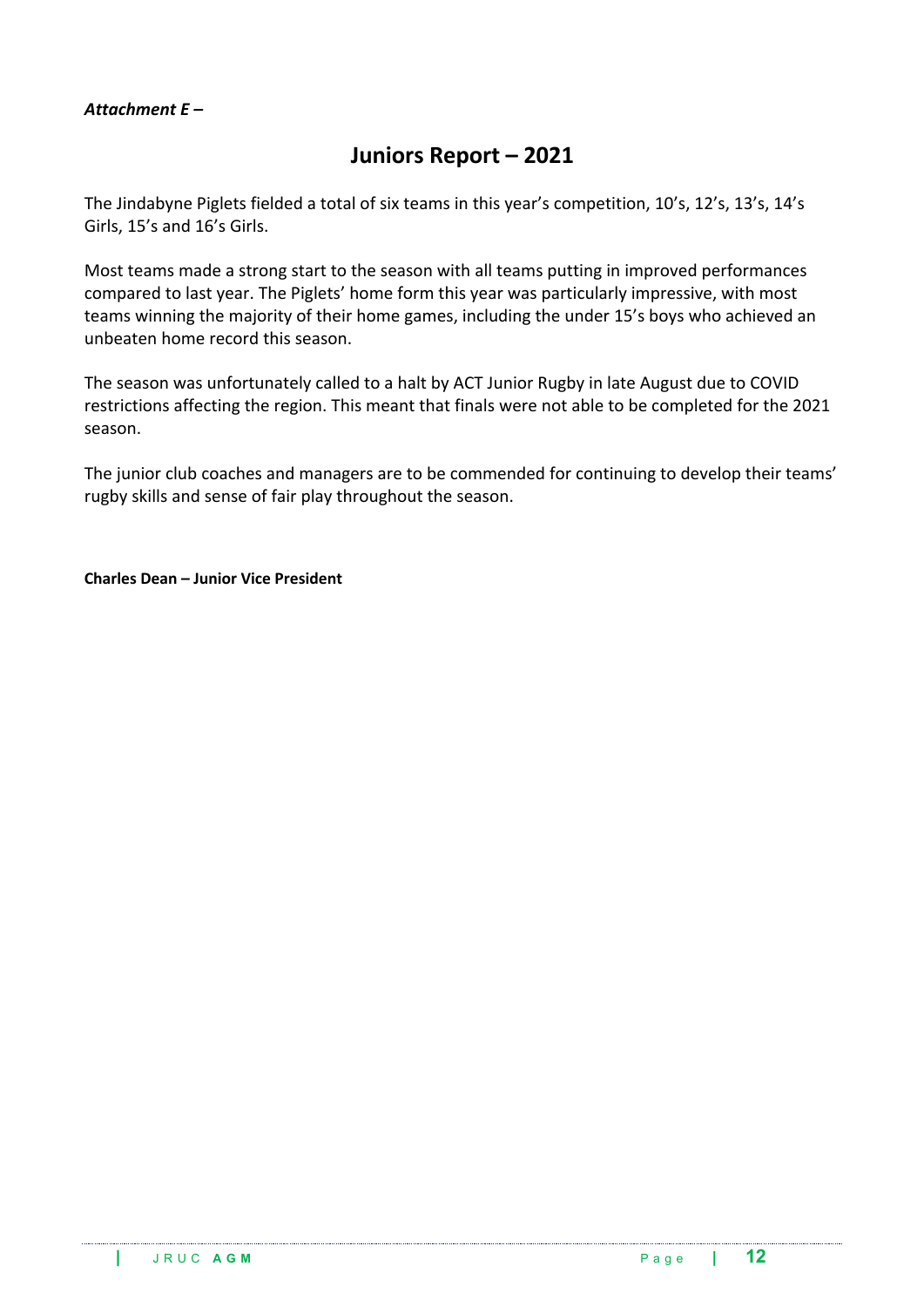*Attachment E –*

# Juniors Report – 2021

The Jindabyne Piglets fielded a total of six teams in this year's competition, 10's, 12's, 13's, 14's Girls, 15's and 16's Girls.

Most teams made a strong start to the season with all teams putting in improved performances compared to last year. The Piglets' home form this year was particularly impressive, with most teams winning the majority of their home games, including the under 15's boys who achieved an unbeaten home record this season.

The season was unfortunately called to a halt by ACT Junior Rugby in late August due to COVID restrictions affecting the region. This meant that finals were not able to be completed for the 2021 season.

The junior club coaches and managers are to be commended for continuing to develop their teams' rugby skills and sense of fair play throughout the season.

**Charles Dean – Junior Vice President**